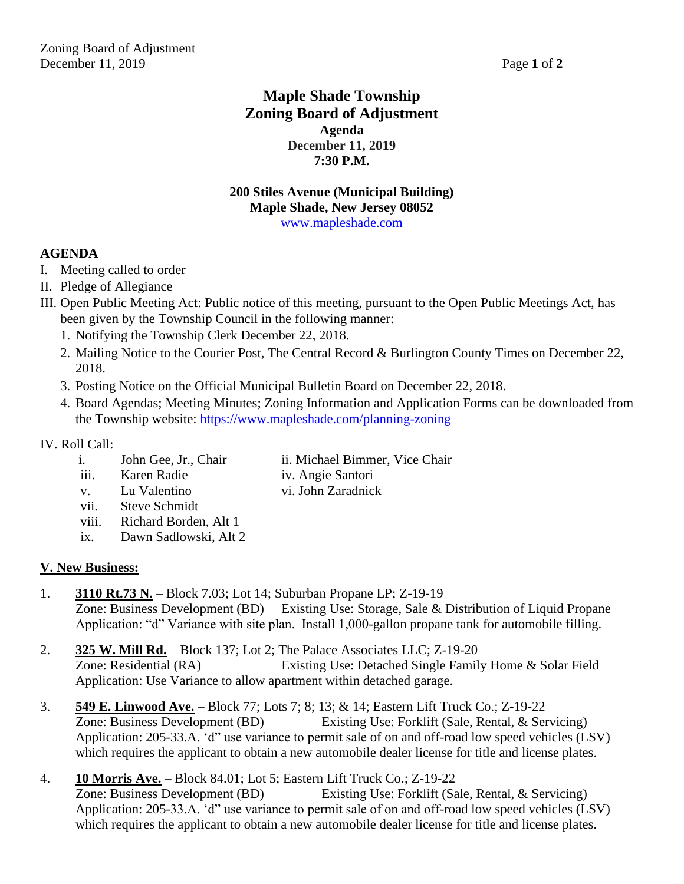# Maple Shade Township
# Zoning Board of Adjustment

**Agenda**
**December 11, 2019**
**7:30 P.M.**

**200 Stiles Avenue (Municipal Building)**
**Maple Shade, New Jersey 08052**
www.mapleshade.com

## AGENDA

I. Meeting called to order

II. Pledge of Allegiance

III. Open Public Meeting Act: Public notice of this meeting, pursuant to the Open Public Meetings Act, has been given by the Township Council in the following manner:

1. Notifying the Township Clerk December 22, 2018.
2. Mailing Notice to the Courier Post, The Central Record & Burlington County Times on December 22, 2018.
3. Posting Notice on the Official Municipal Bulletin Board on December 22, 2018.
4. Board Agendas; Meeting Minutes; Zoning Information and Application Forms can be downloaded from the Township website: https://www.mapleshade.com/planning-zoning

IV. Roll Call:

- i. John Gee, Jr., Chair
- ii. Michael Bimmer, Vice Chair
- iii. Karen Radie
- iv. Angie Santori
- v. Lu Valentino
- vi. John Zaradnick
- vii. Steve Schmidt
- viii. Richard Borden, Alt 1
- ix. Dawn Sadlowski, Alt 2

## V. New Business:

1. **3110 Rt.73 N.** – Block 7.03; Lot 14; Suburban Propane LP; Z-19-19
   Zone: Business Development (BD) Existing Use: Storage, Sale & Distribution of Liquid Propane
   Application: "d" Variance with site plan. Install 1,000-gallon propane tank for automobile filling.

2. **325 W. Mill Rd.** – Block 137; Lot 2; The Palace Associates LLC; Z-19-20
   Zone: Residential (RA) Existing Use: Detached Single Family Home & Solar Field
   Application: Use Variance to allow apartment within detached garage.

3. **549 E. Linwood Ave.** – Block 77; Lots 7; 8; 13; & 14; Eastern Lift Truck Co.; Z-19-22
   Zone: Business Development (BD) Existing Use: Forklift (Sale, Rental, & Servicing)
   Application: 205-33.A. 'd" use variance to permit sale of on and off-road low speed vehicles (LSV) which requires the applicant to obtain a new automobile dealer license for title and license plates.

4. **10 Morris Ave.** – Block 84.01; Lot 5; Eastern Lift Truck Co.; Z-19-22
   Zone: Business Development (BD) Existing Use: Forklift (Sale, Rental, & Servicing)
   Application: 205-33.A. 'd" use variance to permit sale of on and off-road low speed vehicles (LSV) which requires the applicant to obtain a new automobile dealer license for title and license plates.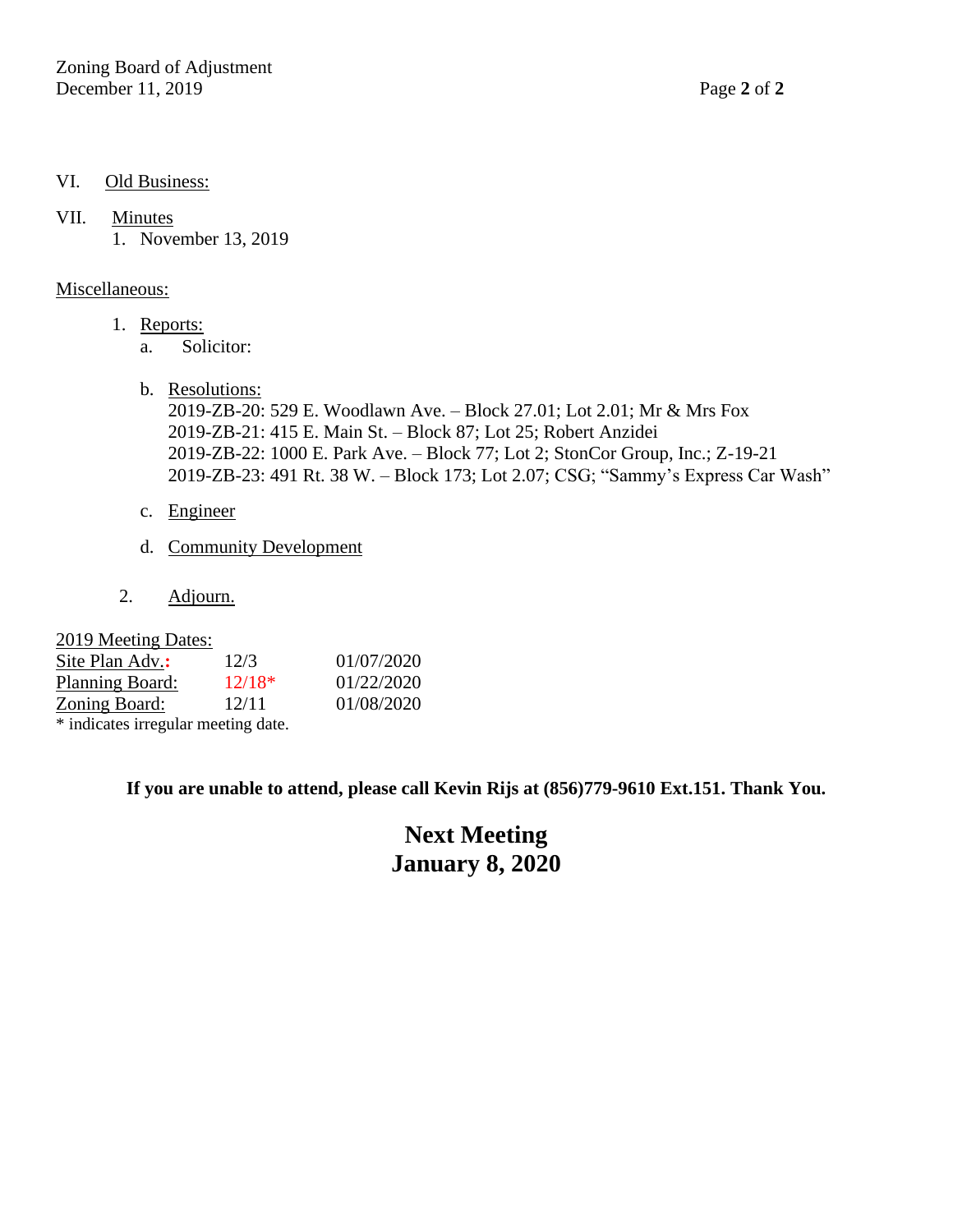VI. Old Business:

VII. Minutes

1. November 13, 2019

Miscellaneous:

1. Reports:
   a. Solicitor:

   b. Resolutions:
   2019-ZB-20: 529 E. Woodlawn Ave. – Block 27.01; Lot 2.01; Mr & Mrs Fox
   2019-ZB-21: 415 E. Main St. – Block 87; Lot 25; Robert Anzidei
   2019-ZB-22: 1000 E. Park Ave. – Block 77; Lot 2; StonCor Group, Inc.; Z-19-21
   2019-ZB-23: 491 Rt. 38 W. – Block 173; Lot 2.07; CSG; "Sammy's Express Car Wash"

   c. Engineer

   d. Community Development

2. Adjourn.

2019 Meeting Dates:

| | | |
|---|---|---|
| Site Plan Adv.: | 12/3 | 01/07/2020 |
| Planning Board: | 12/18* | 01/22/2020 |
| Zoning Board: | 12/11 | 01/08/2020 |

* indicates irregular meeting date.

**If you are unable to attend, please call Kevin Rijs at (856)779-9610 Ext.151. Thank You.**

**Next Meeting**
**January 8, 2020**